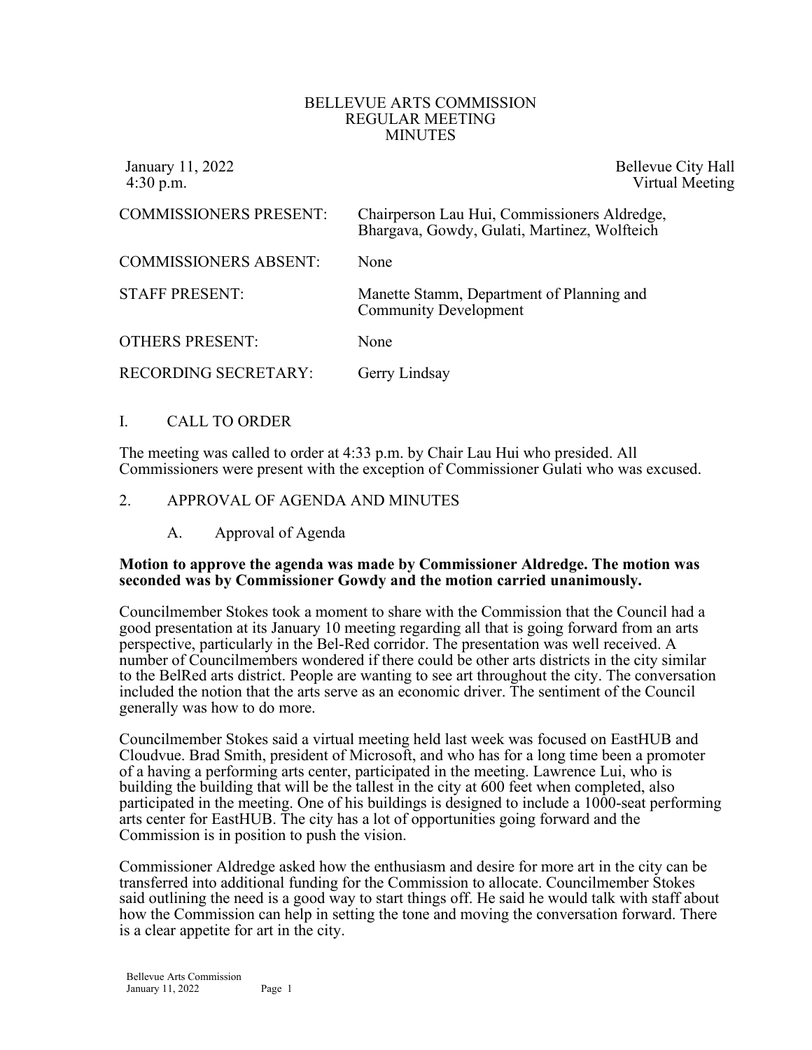# BELLEVUE ARTS COMMISSION
## REGULAR MEETING
## MINUTES

January 11, 2022 — Bellevue City Hall
4:30 p.m. — Virtual Meeting

| | |
|---|---|
| COMMISSIONERS PRESENT: | Chairperson Lau Hui, Commissioners Aldredge, Bhargava, Gowdy, Gulati, Martinez, Wolfteich |
| COMMISSIONERS ABSENT: | None |
| STAFF PRESENT: | Manette Stamm, Department of Planning and Community Development |
| OTHERS PRESENT: | None |
| RECORDING SECRETARY: | Gerry Lindsay |

## I. CALL TO ORDER

The meeting was called to order at 4:33 p.m. by Chair Lau Hui who presided. All Commissioners were present with the exception of Commissioner Gulati who was excused.

## 2. APPROVAL OF AGENDA AND MINUTES

### A. Approval of Agenda

**Motion to approve the agenda was made by Commissioner Aldredge. The motion was seconded was by Commissioner Gowdy and the motion carried unanimously.**

Councilmember Stokes took a moment to share with the Commission that the Council had a good presentation at its January 10 meeting regarding all that is going forward from an arts perspective, particularly in the Bel-Red corridor. The presentation was well received. A number of Councilmembers wondered if there could be other arts districts in the city similar to the BelRed arts district. People are wanting to see art throughout the city. The conversation included the notion that the arts serve as an economic driver. The sentiment of the Council generally was how to do more.

Councilmember Stokes said a virtual meeting held last week was focused on EastHUB and Cloudvue. Brad Smith, president of Microsoft, and who has for a long time been a promoter of a having a performing arts center, participated in the meeting. Lawrence Lui, who is building the building that will be the tallest in the city at 600 feet when completed, also participated in the meeting. One of his buildings is designed to include a 1000-seat performing arts center for EastHUB. The city has a lot of opportunities going forward and the Commission is in position to push the vision.

Commissioner Aldredge asked how the enthusiasm and desire for more art in the city can be transferred into additional funding for the Commission to allocate. Councilmember Stokes said outlining the need is a good way to start things off. He said he would talk with staff about how the Commission can help in setting the tone and moving the conversation forward. There is a clear appetite for art in the city.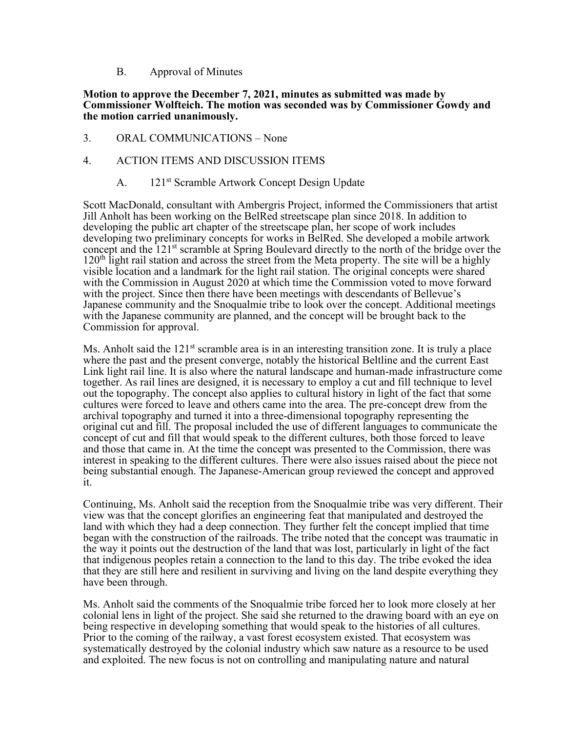B. Approval of Minutes

**Motion to approve the December 7, 2021, minutes as submitted was made by Commissioner Wolfteich. The motion was seconded was by Commissioner Gowdy and the motion carried unanimously.**

3. ORAL COMMUNICATIONS – None

4. ACTION ITEMS AND DISCUSSION ITEMS

A. 121st Scramble Artwork Concept Design Update

Scott MacDonald, consultant with Ambergris Project, informed the Commissioners that artist Jill Anholt has been working on the BelRed streetscape plan since 2018. In addition to developing the public art chapter of the streetscape plan, her scope of work includes developing two preliminary concepts for works in BelRed. She developed a mobile artwork concept and the 121st scramble at Spring Boulevard directly to the north of the bridge over the 120th light rail station and across the street from the Meta property. The site will be a highly visible location and a landmark for the light rail station. The original concepts were shared with the Commission in August 2020 at which time the Commission voted to move forward with the project. Since then there have been meetings with descendants of Bellevue's Japanese community and the Snoqualmie tribe to look over the concept. Additional meetings with the Japanese community are planned, and the concept will be brought back to the Commission for approval.

Ms. Anholt said the 121st scramble area is in an interesting transition zone. It is truly a place where the past and the present converge, notably the historical Beltline and the current East Link light rail line. It is also where the natural landscape and human-made infrastructure come together. As rail lines are designed, it is necessary to employ a cut and fill technique to level out the topography. The concept also applies to cultural history in light of the fact that some cultures were forced to leave and others came into the area. The pre-concept drew from the archival topography and turned it into a three-dimensional topography representing the original cut and fill. The proposal included the use of different languages to communicate the concept of cut and fill that would speak to the different cultures, both those forced to leave and those that came in. At the time the concept was presented to the Commission, there was interest in speaking to the different cultures. There were also issues raised about the piece not being substantial enough. The Japanese-American group reviewed the concept and approved it.

Continuing, Ms. Anholt said the reception from the Snoqualmie tribe was very different. Their view was that the concept glorifies an engineering feat that manipulated and destroyed the land with which they had a deep connection. They further felt the concept implied that time began with the construction of the railroads. The tribe noted that the concept was traumatic in the way it points out the destruction of the land that was lost, particularly in light of the fact that indigenous peoples retain a connection to the land to this day. The tribe evoked the idea that they are still here and resilient in surviving and living on the land despite everything they have been through.

Ms. Anholt said the comments of the Snoqualmie tribe forced her to look more closely at her colonial lens in light of the project. She said she returned to the drawing board with an eye on being respective in developing something that would speak to the histories of all cultures. Prior to the coming of the railway, a vast forest ecosystem existed. That ecosystem was systematically destroyed by the colonial industry which saw nature as a resource to be used and exploited. The new focus is not on controlling and manipulating nature and natural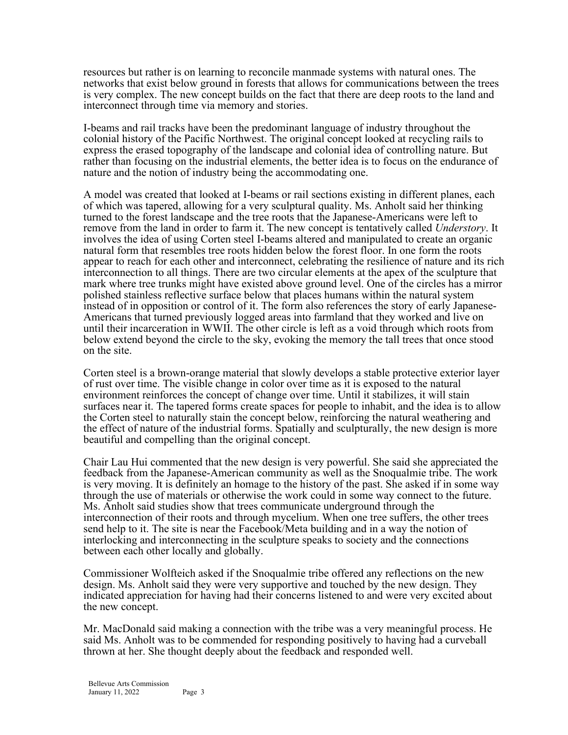resources but rather is on learning to reconcile manmade systems with natural ones. The networks that exist below ground in forests that allows for communications between the trees is very complex. The new concept builds on the fact that there are deep roots to the land and interconnect through time via memory and stories.

I-beams and rail tracks have been the predominant language of industry throughout the colonial history of the Pacific Northwest. The original concept looked at recycling rails to express the erased topography of the landscape and colonial idea of controlling nature. But rather than focusing on the industrial elements, the better idea is to focus on the endurance of nature and the notion of industry being the accommodating one.

A model was created that looked at I-beams or rail sections existing in different planes, each of which was tapered, allowing for a very sculptural quality. Ms. Anholt said her thinking turned to the forest landscape and the tree roots that the Japanese-Americans were left to remove from the land in order to farm it. The new concept is tentatively called *Understory*. It involves the idea of using Corten steel I-beams altered and manipulated to create an organic natural form that resembles tree roots hidden below the forest floor. In one form the roots appear to reach for each other and interconnect, celebrating the resilience of nature and its rich interconnection to all things. There are two circular elements at the apex of the sculpture that mark where tree trunks might have existed above ground level. One of the circles has a mirror polished stainless reflective surface below that places humans within the natural system instead of in opposition or control of it. The form also references the story of early Japanese-Americans that turned previously logged areas into farmland that they worked and live on until their incarceration in WWII. The other circle is left as a void through which roots from below extend beyond the circle to the sky, evoking the memory the tall trees that once stood on the site.

Corten steel is a brown-orange material that slowly develops a stable protective exterior layer of rust over time. The visible change in color over time as it is exposed to the natural environment reinforces the concept of change over time. Until it stabilizes, it will stain surfaces near it. The tapered forms create spaces for people to inhabit, and the idea is to allow the Corten steel to naturally stain the concept below, reinforcing the natural weathering and the effect of nature of the industrial forms. Spatially and sculpturally, the new design is more beautiful and compelling than the original concept.

Chair Lau Hui commented that the new design is very powerful. She said she appreciated the feedback from the Japanese-American community as well as the Snoqualmie tribe. The work is very moving. It is definitely an homage to the history of the past. She asked if in some way through the use of materials or otherwise the work could in some way connect to the future. Ms. Anholt said studies show that trees communicate underground through the interconnection of their roots and through mycelium. When one tree suffers, the other trees send help to it. The site is near the Facebook/Meta building and in a way the notion of interlocking and interconnecting in the sculpture speaks to society and the connections between each other locally and globally.

Commissioner Wolfteich asked if the Snoqualmie tribe offered any reflections on the new design. Ms. Anholt said they were very supportive and touched by the new design. They indicated appreciation for having had their concerns listened to and were very excited about the new concept.

Mr. MacDonald said making a connection with the tribe was a very meaningful process. He said Ms. Anholt was to be commended for responding positively to having had a curveball thrown at her. She thought deeply about the feedback and responded well.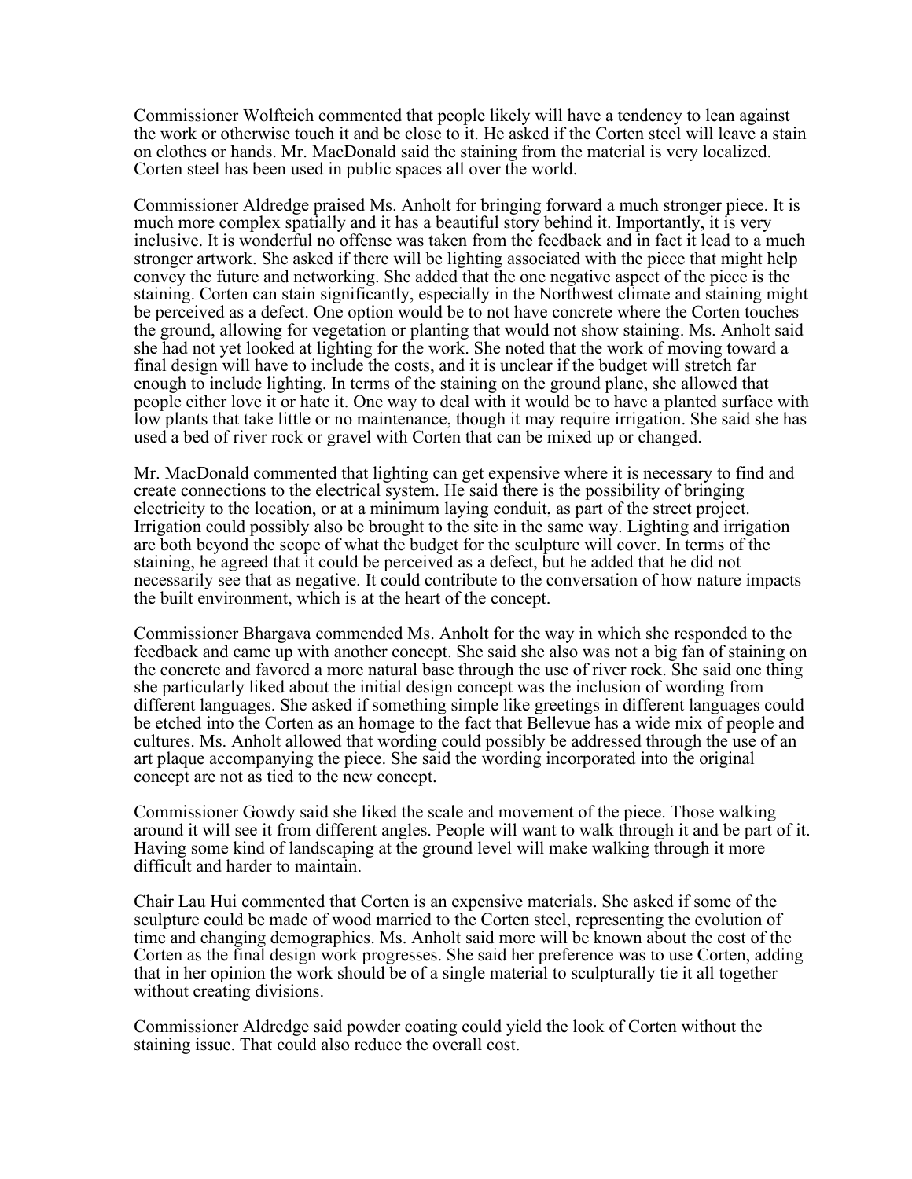Commissioner Wolfteich commented that people likely will have a tendency to lean against the work or otherwise touch it and be close to it. He asked if the Corten steel will leave a stain on clothes or hands. Mr. MacDonald said the staining from the material is very localized. Corten steel has been used in public spaces all over the world.

Commissioner Aldredge praised Ms. Anholt for bringing forward a much stronger piece. It is much more complex spatially and it has a beautiful story behind it. Importantly, it is very inclusive. It is wonderful no offense was taken from the feedback and in fact it lead to a much stronger artwork. She asked if there will be lighting associated with the piece that might help convey the future and networking. She added that the one negative aspect of the piece is the staining. Corten can stain significantly, especially in the Northwest climate and staining might be perceived as a defect. One option would be to not have concrete where the Corten touches the ground, allowing for vegetation or planting that would not show staining. Ms. Anholt said she had not yet looked at lighting for the work. She noted that the work of moving toward a final design will have to include the costs, and it is unclear if the budget will stretch far enough to include lighting. In terms of the staining on the ground plane, she allowed that people either love it or hate it. One way to deal with it would be to have a planted surface with low plants that take little or no maintenance, though it may require irrigation. She said she has used a bed of river rock or gravel with Corten that can be mixed up or changed.

Mr. MacDonald commented that lighting can get expensive where it is necessary to find and create connections to the electrical system. He said there is the possibility of bringing electricity to the location, or at a minimum laying conduit, as part of the street project. Irrigation could possibly also be brought to the site in the same way. Lighting and irrigation are both beyond the scope of what the budget for the sculpture will cover. In terms of the staining, he agreed that it could be perceived as a defect, but he added that he did not necessarily see that as negative. It could contribute to the conversation of how nature impacts the built environment, which is at the heart of the concept.

Commissioner Bhargava commended Ms. Anholt for the way in which she responded to the feedback and came up with another concept. She said she also was not a big fan of staining on the concrete and favored a more natural base through the use of river rock. She said one thing she particularly liked about the initial design concept was the inclusion of wording from different languages. She asked if something simple like greetings in different languages could be etched into the Corten as an homage to the fact that Bellevue has a wide mix of people and cultures. Ms. Anholt allowed that wording could possibly be addressed through the use of an art plaque accompanying the piece. She said the wording incorporated into the original concept are not as tied to the new concept.

Commissioner Gowdy said she liked the scale and movement of the piece. Those walking around it will see it from different angles. People will want to walk through it and be part of it. Having some kind of landscaping at the ground level will make walking through it more difficult and harder to maintain.

Chair Lau Hui commented that Corten is an expensive materials. She asked if some of the sculpture could be made of wood married to the Corten steel, representing the evolution of time and changing demographics. Ms. Anholt said more will be known about the cost of the Corten as the final design work progresses. She said her preference was to use Corten, adding that in her opinion the work should be of a single material to sculpturally tie it all together without creating divisions.

Commissioner Aldredge said powder coating could yield the look of Corten without the staining issue. That could also reduce the overall cost.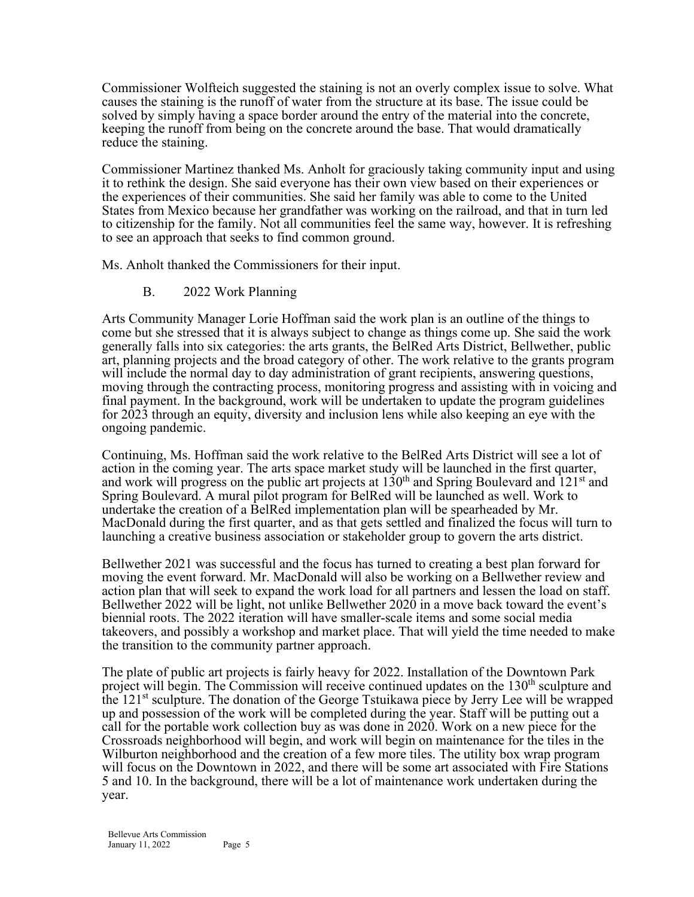Commissioner Wolfteich suggested the staining is not an overly complex issue to solve. What causes the staining is the runoff of water from the structure at its base. The issue could be solved by simply having a space border around the entry of the material into the concrete, keeping the runoff from being on the concrete around the base. That would dramatically reduce the staining.

Commissioner Martinez thanked Ms. Anholt for graciously taking community input and using it to rethink the design. She said everyone has their own view based on their experiences or the experiences of their communities. She said her family was able to come to the United States from Mexico because her grandfather was working on the railroad, and that in turn led to citizenship for the family. Not all communities feel the same way, however. It is refreshing to see an approach that seeks to find common ground.

Ms. Anholt thanked the Commissioners for their input.

B. 2022 Work Planning

Arts Community Manager Lorie Hoffman said the work plan is an outline of the things to come but she stressed that it is always subject to change as things come up. She said the work generally falls into six categories: the arts grants, the BelRed Arts District, Bellwether, public art, planning projects and the broad category of other. The work relative to the grants program will include the normal day to day administration of grant recipients, answering questions, moving through the contracting process, monitoring progress and assisting with in voicing and final payment. In the background, work will be undertaken to update the program guidelines for 2023 through an equity, diversity and inclusion lens while also keeping an eye with the ongoing pandemic.

Continuing, Ms. Hoffman said the work relative to the BelRed Arts District will see a lot of action in the coming year. The arts space market study will be launched in the first quarter, and work will progress on the public art projects at 130th and Spring Boulevard and 121st and Spring Boulevard. A mural pilot program for BelRed will be launched as well. Work to undertake the creation of a BelRed implementation plan will be spearheaded by Mr. MacDonald during the first quarter, and as that gets settled and finalized the focus will turn to launching a creative business association or stakeholder group to govern the arts district.

Bellwether 2021 was successful and the focus has turned to creating a best plan forward for moving the event forward. Mr. MacDonald will also be working on a Bellwether review and action plan that will seek to expand the work load for all partners and lessen the load on staff. Bellwether 2022 will be light, not unlike Bellwether 2020 in a move back toward the event's biennial roots. The 2022 iteration will have smaller-scale items and some social media takeovers, and possibly a workshop and market place. That will yield the time needed to make the transition to the community partner approach.

The plate of public art projects is fairly heavy for 2022. Installation of the Downtown Park project will begin. The Commission will receive continued updates on the 130th sculpture and the 121st sculpture. The donation of the George Tstuikawa piece by Jerry Lee will be wrapped up and possession of the work will be completed during the year. Staff will be putting out a call for the portable work collection buy as was done in 2020. Work on a new piece for the Crossroads neighborhood will begin, and work will begin on maintenance for the tiles in the Wilburton neighborhood and the creation of a few more tiles. The utility box wrap program will focus on the Downtown in 2022, and there will be some art associated with Fire Stations 5 and 10. In the background, there will be a lot of maintenance work undertaken during the year.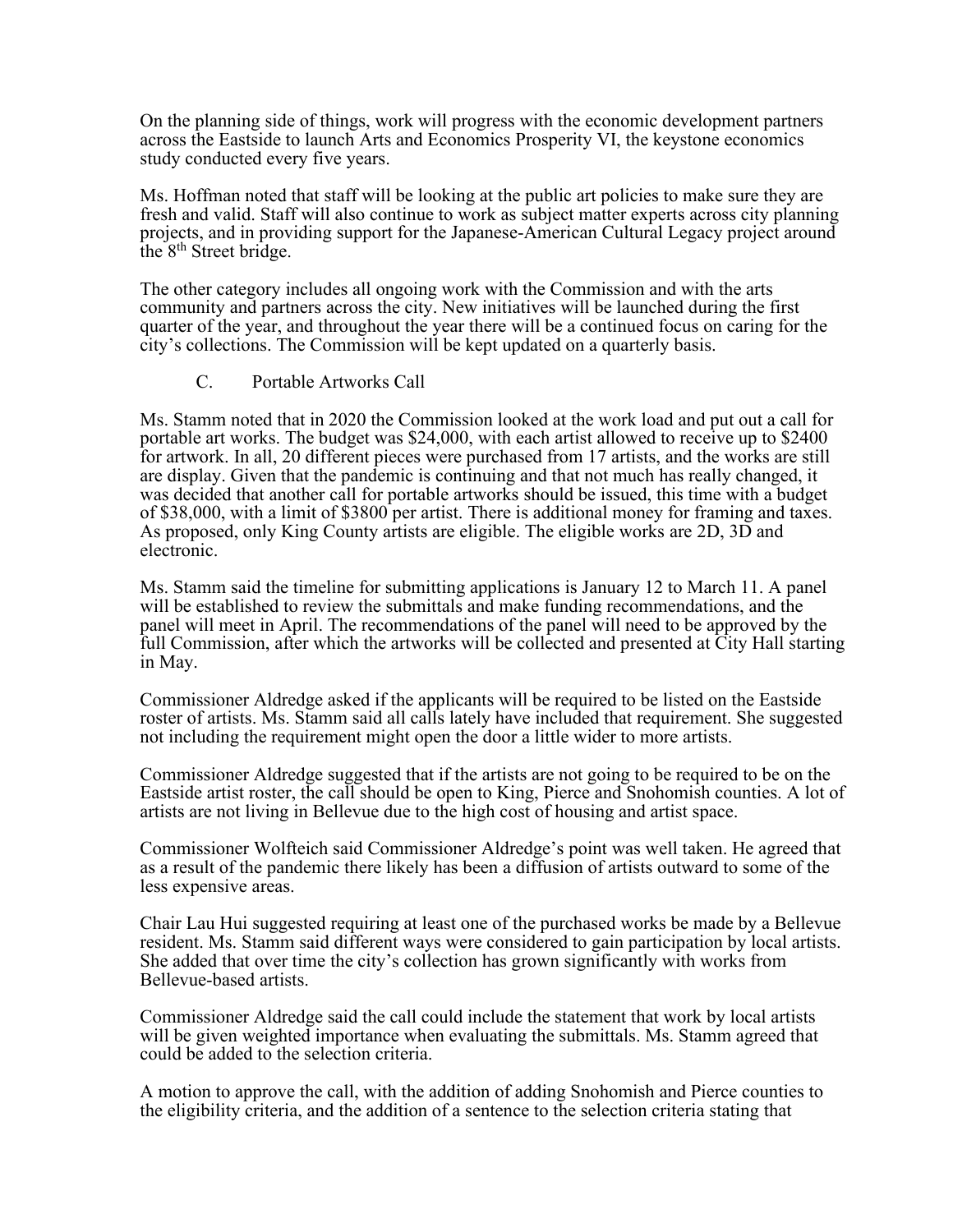On the planning side of things, work will progress with the economic development partners across the Eastside to launch Arts and Economics Prosperity VI, the keystone economics study conducted every five years.

Ms. Hoffman noted that staff will be looking at the public art policies to make sure they are fresh and valid. Staff will also continue to work as subject matter experts across city planning projects, and in providing support for the Japanese-American Cultural Legacy project around the 8th Street bridge.

The other category includes all ongoing work with the Commission and with the arts community and partners across the city. New initiatives will be launched during the first quarter of the year, and throughout the year there will be a continued focus on caring for the city's collections. The Commission will be kept updated on a quarterly basis.

C. Portable Artworks Call

Ms. Stamm noted that in 2020 the Commission looked at the work load and put out a call for portable art works. The budget was $24,000, with each artist allowed to receive up to $2400 for artwork. In all, 20 different pieces were purchased from 17 artists, and the works are still are display. Given that the pandemic is continuing and that not much has really changed, it was decided that another call for portable artworks should be issued, this time with a budget of $38,000, with a limit of $3800 per artist. There is additional money for framing and taxes. As proposed, only King County artists are eligible. The eligible works are 2D, 3D and electronic.

Ms. Stamm said the timeline for submitting applications is January 12 to March 11. A panel will be established to review the submittals and make funding recommendations, and the panel will meet in April. The recommendations of the panel will need to be approved by the full Commission, after which the artworks will be collected and presented at City Hall starting in May.

Commissioner Aldredge asked if the applicants will be required to be listed on the Eastside roster of artists. Ms. Stamm said all calls lately have included that requirement. She suggested not including the requirement might open the door a little wider to more artists.

Commissioner Aldredge suggested that if the artists are not going to be required to be on the Eastside artist roster, the call should be open to King, Pierce and Snohomish counties. A lot of artists are not living in Bellevue due to the high cost of housing and artist space.

Commissioner Wolfteich said Commissioner Aldredge's point was well taken. He agreed that as a result of the pandemic there likely has been a diffusion of artists outward to some of the less expensive areas.

Chair Lau Hui suggested requiring at least one of the purchased works be made by a Bellevue resident. Ms. Stamm said different ways were considered to gain participation by local artists. She added that over time the city's collection has grown significantly with works from Bellevue-based artists.

Commissioner Aldredge said the call could include the statement that work by local artists will be given weighted importance when evaluating the submittals. Ms. Stamm agreed that could be added to the selection criteria.

A motion to approve the call, with the addition of adding Snohomish and Pierce counties to the eligibility criteria, and the addition of a sentence to the selection criteria stating that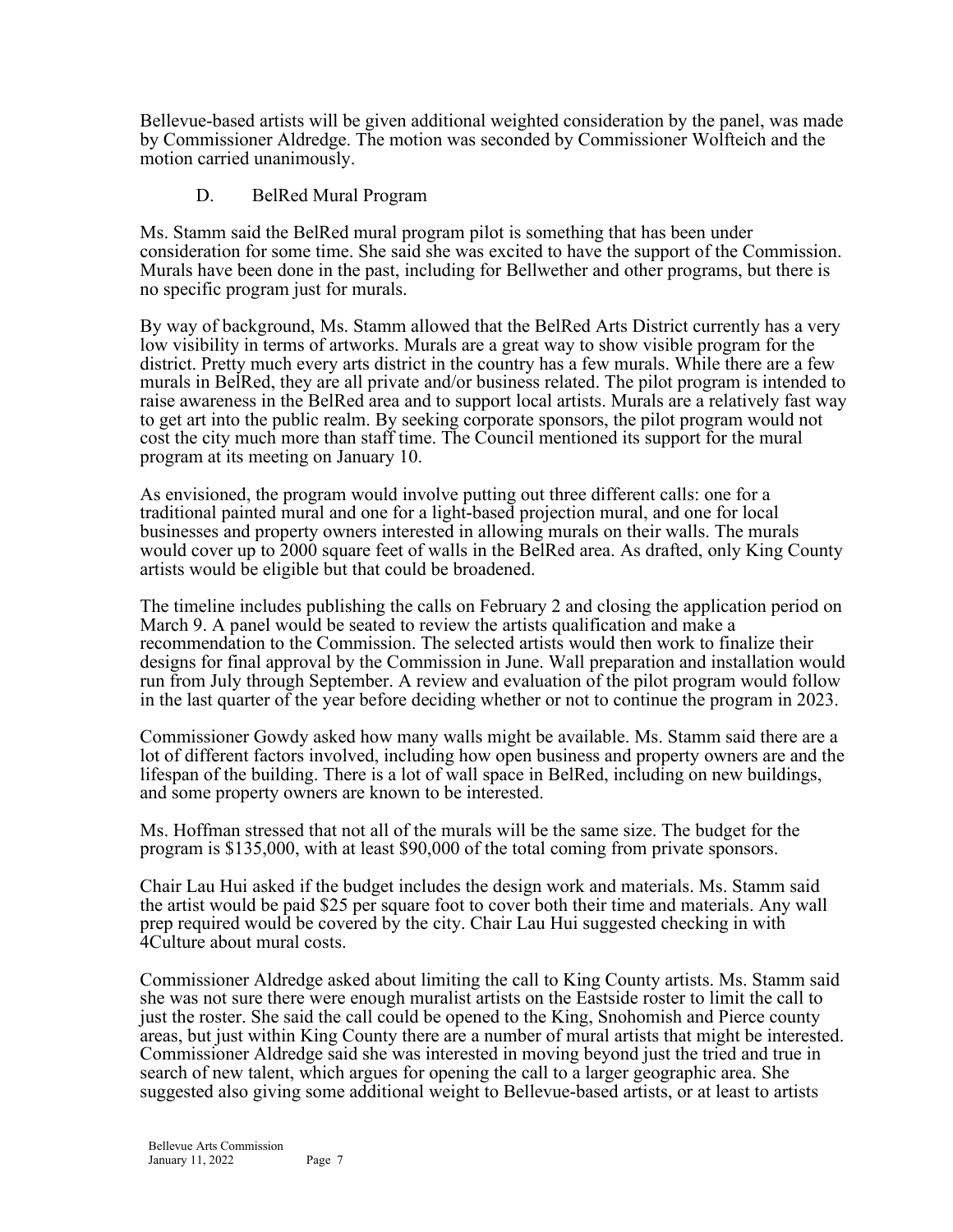Bellevue-based artists will be given additional weighted consideration by the panel, was made by Commissioner Aldredge. The motion was seconded by Commissioner Wolfteich and the motion carried unanimously.

### D. BelRed Mural Program

Ms. Stamm said the BelRed mural program pilot is something that has been under consideration for some time. She said she was excited to have the support of the Commission. Murals have been done in the past, including for Bellwether and other programs, but there is no specific program just for murals.

By way of background, Ms. Stamm allowed that the BelRed Arts District currently has a very low visibility in terms of artworks. Murals are a great way to show visible program for the district. Pretty much every arts district in the country has a few murals. While there are a few murals in BelRed, they are all private and/or business related. The pilot program is intended to raise awareness in the BelRed area and to support local artists. Murals are a relatively fast way to get art into the public realm. By seeking corporate sponsors, the pilot program would not cost the city much more than staff time. The Council mentioned its support for the mural program at its meeting on January 10.

As envisioned, the program would involve putting out three different calls: one for a traditional painted mural and one for a light-based projection mural, and one for local businesses and property owners interested in allowing murals on their walls. The murals would cover up to 2000 square feet of walls in the BelRed area. As drafted, only King County artists would be eligible but that could be broadened.

The timeline includes publishing the calls on February 2 and closing the application period on March 9. A panel would be seated to review the artists qualification and make a recommendation to the Commission. The selected artists would then work to finalize their designs for final approval by the Commission in June. Wall preparation and installation would run from July through September. A review and evaluation of the pilot program would follow in the last quarter of the year before deciding whether or not to continue the program in 2023.

Commissioner Gowdy asked how many walls might be available. Ms. Stamm said there are a lot of different factors involved, including how open business and property owners are and the lifespan of the building. There is a lot of wall space in BelRed, including on new buildings, and some property owners are known to be interested.

Ms. Hoffman stressed that not all of the murals will be the same size. The budget for the program is $135,000, with at least $90,000 of the total coming from private sponsors.

Chair Lau Hui asked if the budget includes the design work and materials. Ms. Stamm said the artist would be paid $25 per square foot to cover both their time and materials. Any wall prep required would be covered by the city. Chair Lau Hui suggested checking in with 4Culture about mural costs.

Commissioner Aldredge asked about limiting the call to King County artists. Ms. Stamm said she was not sure there were enough muralist artists on the Eastside roster to limit the call to just the roster. She said the call could be opened to the King, Snohomish and Pierce county areas, but just within King County there are a number of mural artists that might be interested. Commissioner Aldredge said she was interested in moving beyond just the tried and true in search of new talent, which argues for opening the call to a larger geographic area. She suggested also giving some additional weight to Bellevue-based artists, or at least to artists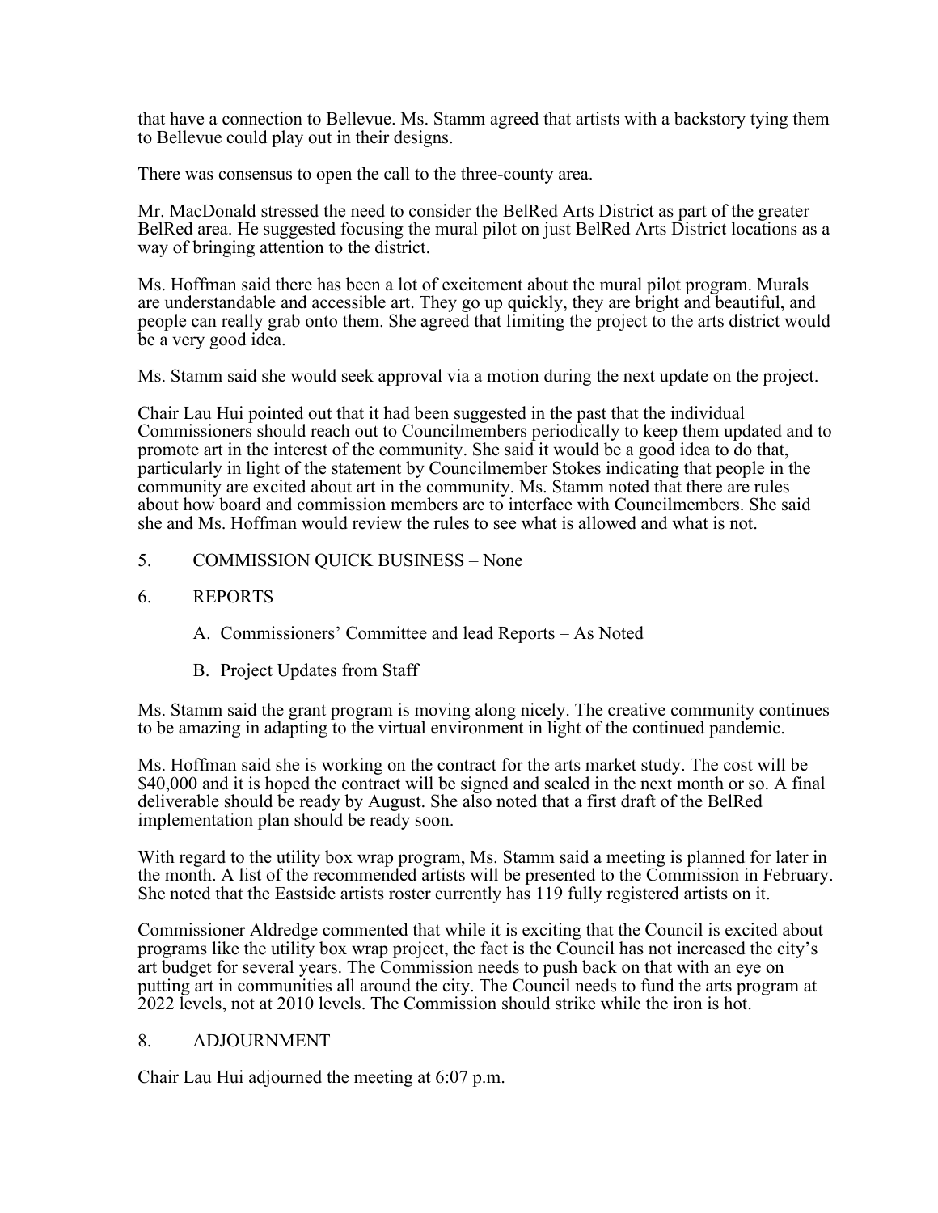that have a connection to Bellevue. Ms. Stamm agreed that artists with a backstory tying them to Bellevue could play out in their designs.

There was consensus to open the call to the three-county area.

Mr. MacDonald stressed the need to consider the BelRed Arts District as part of the greater BelRed area. He suggested focusing the mural pilot on just BelRed Arts District locations as a way of bringing attention to the district.

Ms. Hoffman said there has been a lot of excitement about the mural pilot program. Murals are understandable and accessible art. They go up quickly, they are bright and beautiful, and people can really grab onto them. She agreed that limiting the project to the arts district would be a very good idea.

Ms. Stamm said she would seek approval via a motion during the next update on the project.

Chair Lau Hui pointed out that it had been suggested in the past that the individual Commissioners should reach out to Councilmembers periodically to keep them updated and to promote art in the interest of the community. She said it would be a good idea to do that, particularly in light of the statement by Councilmember Stokes indicating that people in the community are excited about art in the community. Ms. Stamm noted that there are rules about how board and commission members are to interface with Councilmembers. She said she and Ms. Hoffman would review the rules to see what is allowed and what is not.

5. COMMISSION QUICK BUSINESS – None

6. REPORTS

   A. Commissioners' Committee and lead Reports – As Noted

   B. Project Updates from Staff

Ms. Stamm said the grant program is moving along nicely. The creative community continues to be amazing in adapting to the virtual environment in light of the continued pandemic.

Ms. Hoffman said she is working on the contract for the arts market study. The cost will be $40,000 and it is hoped the contract will be signed and sealed in the next month or so. A final deliverable should be ready by August. She also noted that a first draft of the BelRed implementation plan should be ready soon.

With regard to the utility box wrap program, Ms. Stamm said a meeting is planned for later in the month. A list of the recommended artists will be presented to the Commission in February. She noted that the Eastside artists roster currently has 119 fully registered artists on it.

Commissioner Aldredge commented that while it is exciting that the Council is excited about programs like the utility box wrap project, the fact is the Council has not increased the city's art budget for several years. The Commission needs to push back on that with an eye on putting art in communities all around the city. The Council needs to fund the arts program at 2022 levels, not at 2010 levels. The Commission should strike while the iron is hot.

8. ADJOURNMENT

Chair Lau Hui adjourned the meeting at 6:07 p.m.